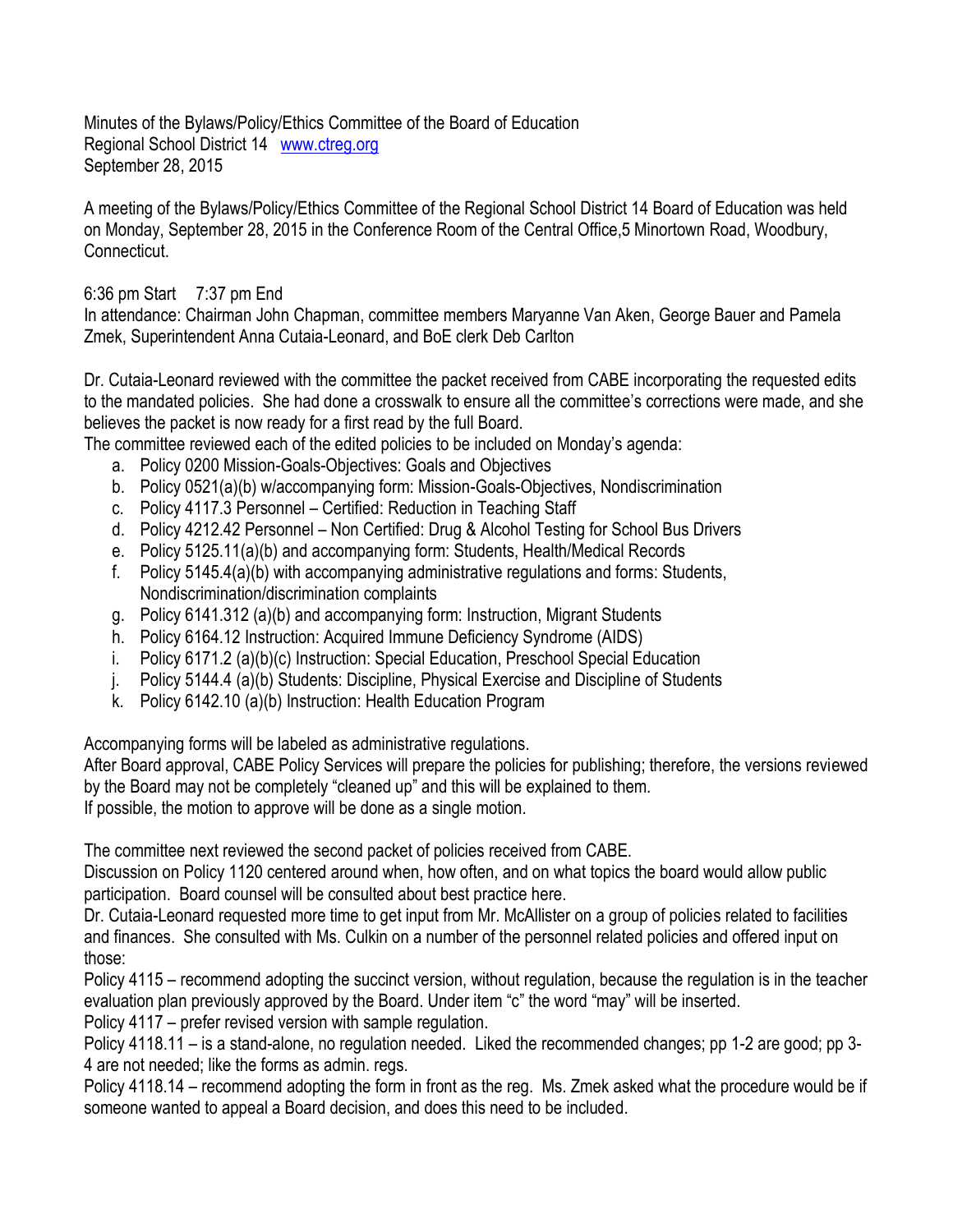Minutes of the Bylaws/Policy/Ethics Committee of the Board of Education
Regional School District 14 www.ctreg.org
September 28, 2015

A meeting of the Bylaws/Policy/Ethics Committee of the Regional School District 14 Board of Education was held on Monday, September 28, 2015 in the Conference Room of the Central Office,5 Minortown Road, Woodbury, Connecticut.

6:36 pm Start 7:37 pm End
In attendance: Chairman John Chapman, committee members Maryanne Van Aken, George Bauer and Pamela Zmek, Superintendent Anna Cutaia-Leonard, and BoE clerk Deb Carlton

Dr. Cutaia-Leonard reviewed with the committee the packet received from CABE incorporating the requested edits to the mandated policies. She had done a crosswalk to ensure all the committee's corrections were made, and she believes the packet is now ready for a first read by the full Board.
The committee reviewed each of the edited policies to be included on Monday's agenda:

a. Policy 0200 Mission-Goals-Objectives: Goals and Objectives
b. Policy 0521(a)(b) w/accompanying form: Mission-Goals-Objectives, Nondiscrimination
c. Policy 4117.3 Personnel – Certified: Reduction in Teaching Staff
d. Policy 4212.42 Personnel – Non Certified: Drug & Alcohol Testing for School Bus Drivers
e. Policy 5125.11(a)(b) and accompanying form: Students, Health/Medical Records
f. Policy 5145.4(a)(b) with accompanying administrative regulations and forms: Students, Nondiscrimination/discrimination complaints
g. Policy 6141.312 (a)(b) and accompanying form: Instruction, Migrant Students
h. Policy 6164.12 Instruction: Acquired Immune Deficiency Syndrome (AIDS)
i. Policy 6171.2 (a)(b)(c) Instruction: Special Education, Preschool Special Education
j. Policy 5144.4 (a)(b) Students: Discipline, Physical Exercise and Discipline of Students
k. Policy 6142.10 (a)(b) Instruction: Health Education Program

Accompanying forms will be labeled as administrative regulations.
After Board approval, CABE Policy Services will prepare the policies for publishing; therefore, the versions reviewed by the Board may not be completely "cleaned up" and this will be explained to them.
If possible, the motion to approve will be done as a single motion.

The committee next reviewed the second packet of policies received from CABE.
Discussion on Policy 1120 centered around when, how often, and on what topics the board would allow public participation. Board counsel will be consulted about best practice here.
Dr. Cutaia-Leonard requested more time to get input from Mr. McAllister on a group of policies related to facilities and finances. She consulted with Ms. Culkin on a number of the personnel related policies and offered input on those:
Policy 4115 – recommend adopting the succinct version, without regulation, because the regulation is in the teacher evaluation plan previously approved by the Board. Under item "c" the word "may" will be inserted.
Policy 4117 – prefer revised version with sample regulation.
Policy 4118.11 – is a stand-alone, no regulation needed. Liked the recommended changes; pp 1-2 are good; pp 3-4 are not needed; like the forms as admin. regs.
Policy 4118.14 – recommend adopting the form in front as the reg. Ms. Zmek asked what the procedure would be if someone wanted to appeal a Board decision, and does this need to be included.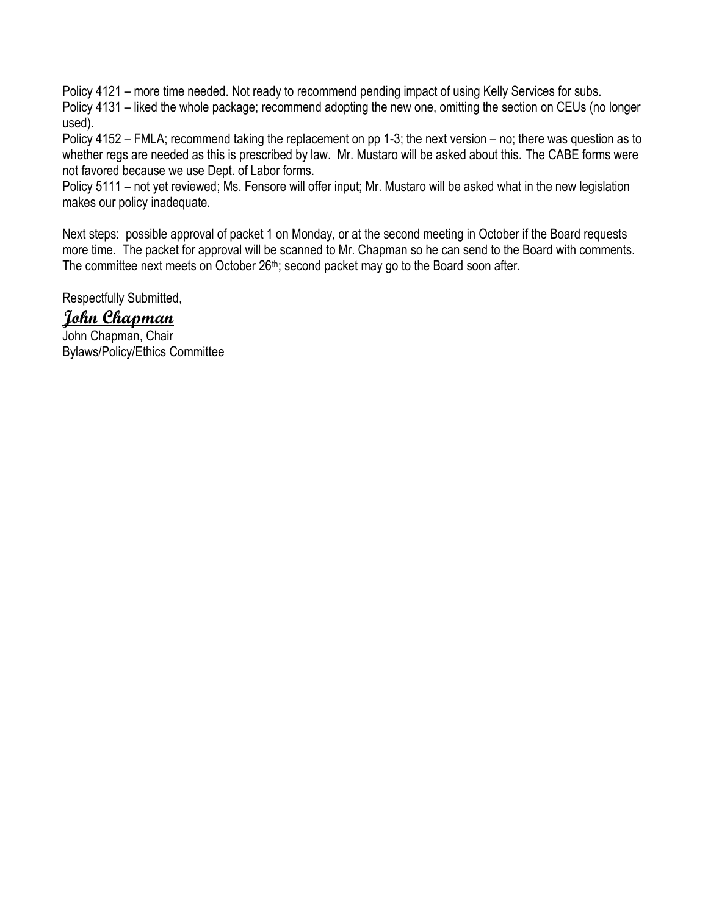Policy 4121 – more time needed. Not ready to recommend pending impact of using Kelly Services for subs.
Policy 4131 – liked the whole package; recommend adopting the new one, omitting the section on CEUs (no longer used).
Policy 4152 – FMLA; recommend taking the replacement on pp 1-3; the next version – no; there was question as to whether regs are needed as this is prescribed by law. Mr. Mustaro will be asked about this. The CABE forms were not favored because we use Dept. of Labor forms.
Policy 5111 – not yet reviewed; Ms. Fensore will offer input; Mr. Mustaro will be asked what in the new legislation makes our policy inadequate.

Next steps: possible approval of packet 1 on Monday, or at the second meeting in October if the Board requests more time. The packet for approval will be scanned to Mr. Chapman so he can send to the Board with comments. The committee next meets on October 26th; second packet may go to the Board soon after.

Respectfully Submitted,

***John Chapman***

John Chapman, Chair
Bylaws/Policy/Ethics Committee